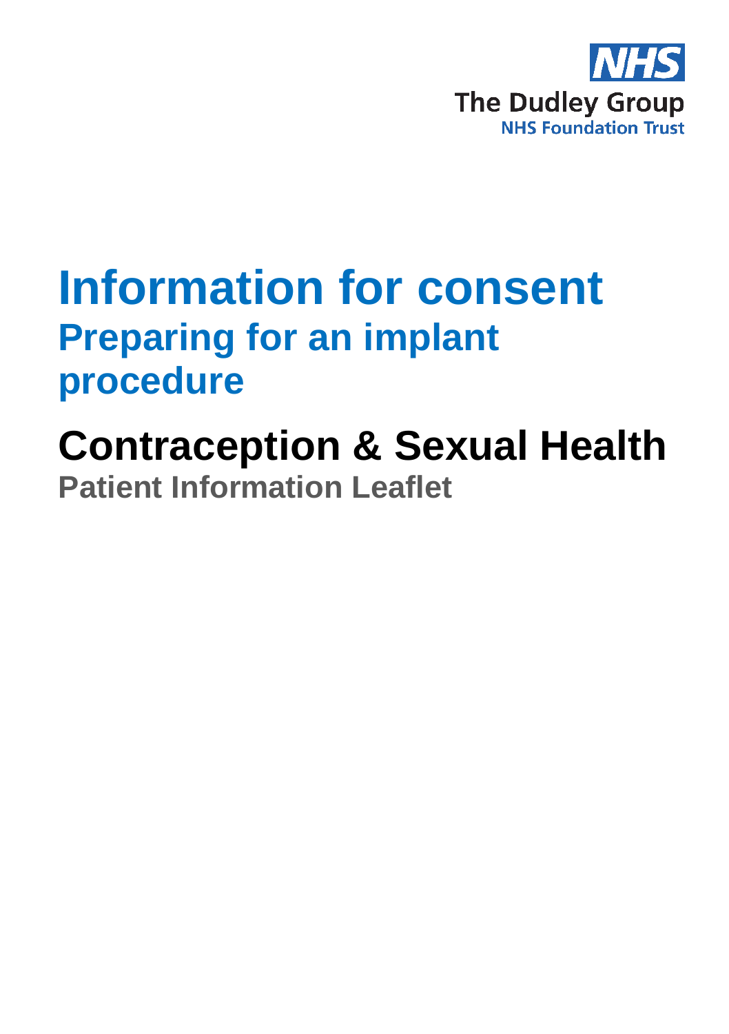NHS
The Dudley Group
NHS Foundation Trust

# Information for consent

## Preparing for an implant procedure

# Contraception & Sexual Health

### Patient Information Leaflet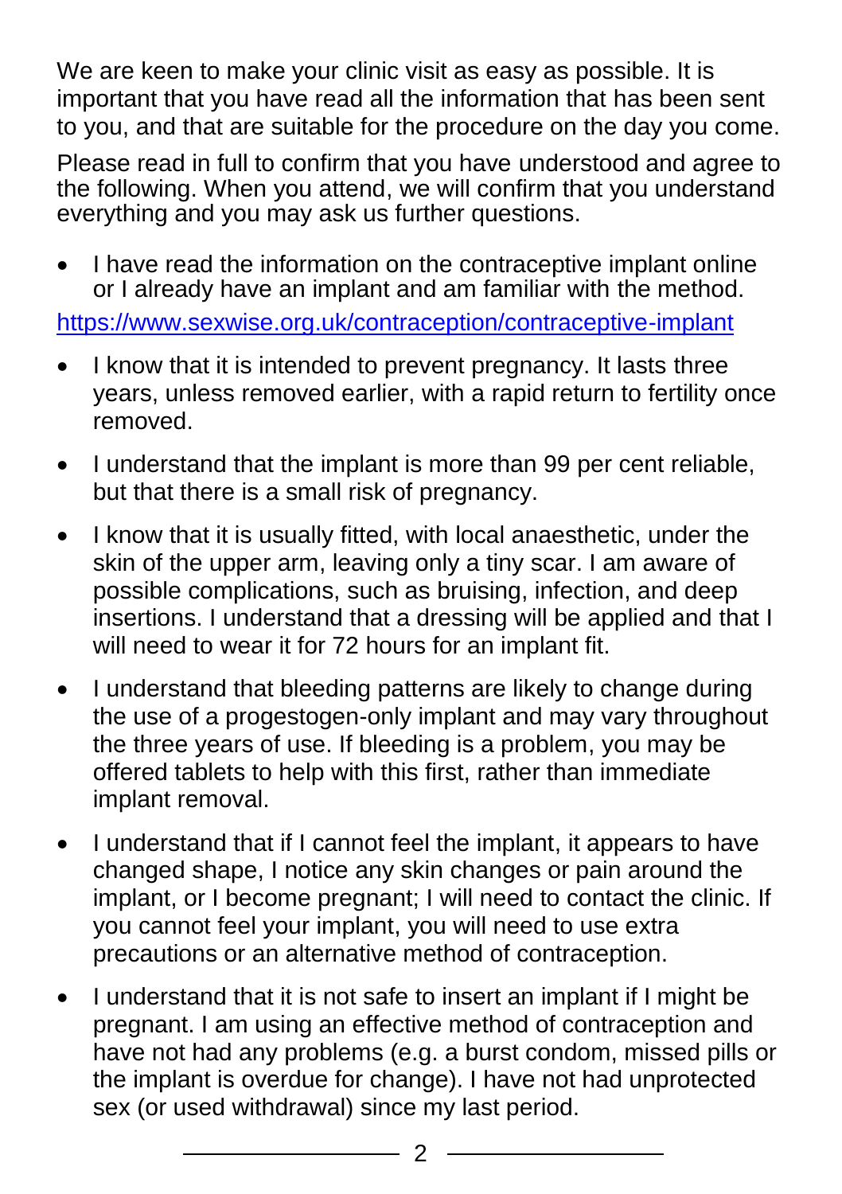We are keen to make your clinic visit as easy as possible. It is important that you have read all the information that has been sent to you, and that are suitable for the procedure on the day you come.

Please read in full to confirm that you have understood and agree to the following. When you attend, we will confirm that you understand everything and you may ask us further questions.

- I have read the information on the contraceptive implant online or I already have an implant and am familiar with the method.

https://www.sexwise.org.uk/contraception/contraceptive-implant

- I know that it is intended to prevent pregnancy. It lasts three years, unless removed earlier, with a rapid return to fertility once removed.
- I understand that the implant is more than 99 per cent reliable, but that there is a small risk of pregnancy.
- I know that it is usually fitted, with local anaesthetic, under the skin of the upper arm, leaving only a tiny scar. I am aware of possible complications, such as bruising, infection, and deep insertions. I understand that a dressing will be applied and that I will need to wear it for 72 hours for an implant fit.
- I understand that bleeding patterns are likely to change during the use of a progestogen-only implant and may vary throughout the three years of use. If bleeding is a problem, you may be offered tablets to help with this first, rather than immediate implant removal.
- I understand that if I cannot feel the implant, it appears to have changed shape, I notice any skin changes or pain around the implant, or I become pregnant; I will need to contact the clinic. If you cannot feel your implant, you will need to use extra precautions or an alternative method of contraception.
- I understand that it is not safe to insert an implant if I might be pregnant. I am using an effective method of contraception and have not had any problems (e.g. a burst condom, missed pills or the implant is overdue for change). I have not had unprotected sex (or used withdrawal) since my last period.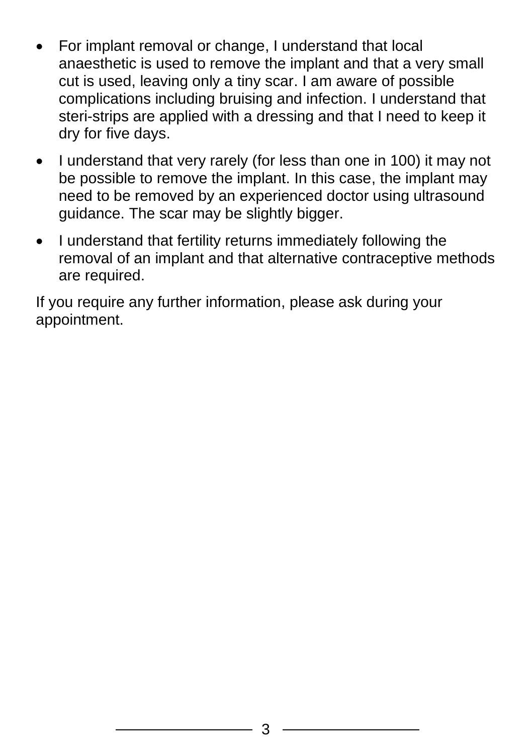- For implant removal or change, I understand that local anaesthetic is used to remove the implant and that a very small cut is used, leaving only a tiny scar. I am aware of possible complications including bruising and infection. I understand that steri-strips are applied with a dressing and that I need to keep it dry for five days.
- I understand that very rarely (for less than one in 100) it may not be possible to remove the implant. In this case, the implant may need to be removed by an experienced doctor using ultrasound guidance. The scar may be slightly bigger.
- I understand that fertility returns immediately following the removal of an implant and that alternative contraceptive methods are required.

If you require any further information, please ask during your appointment.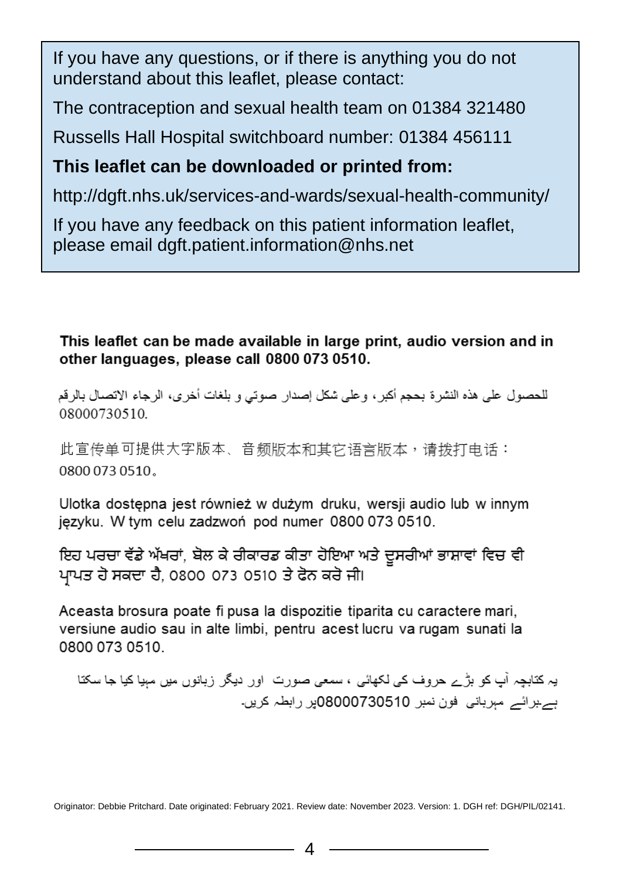If you have any questions, or if there is anything you do not understand about this leaflet, please contact:

The contraception and sexual health team on 01384 321480

Russells Hall Hospital switchboard number: 01384 456111

**This leaflet can be downloaded or printed from:**

http://dgft.nhs.uk/services-and-wards/sexual-health-community/

If you have any feedback on this patient information leaflet, please email dgft.patient.information@nhs.net

**This leaflet can be made available in large print, audio version and in other languages, please call 0800 073 0510.**

للحصول على هذه النشرة بحجم أكبر، وعلى شكل إصدار صوتي و بلغات أخرى، الرجاء الاتصال بالرقم 08000730510.

此宣传单可提供大字版本、音频版本和其它语言版本，请拨打电话：0800 073 0510。

Ulotka dostępna jest również w dużym druku, wersji audio lub w innym języku. W tym celu zadzwoń pod numer 0800 073 0510.

ਇਹ ਪਰਚਾ ਵੱਡੇ ਅੱਖਰਾਂ, ਬੋਲ ਕੇ ਰੀਕਾਰਡ ਕੀਤਾ ਹੋਇਆ ਅਤੇ ਦੂਸਰੀਆਂ ਭਾਸ਼ਾਵਾਂ ਵਿਚ ਵੀ ਪ੍ਰਾਪਤ ਹੋ ਸਕਦਾ ਹੈ, 0800 073 0510 ਤੇ ਫੋਨ ਕਰੋ ਜੀ।

Aceasta brosura poate fi pusa la dispozitie tiparita cu caractere mari, versiune audio sau in alte limbi, pentru acest lucru va rugam sunati la 0800 073 0510.

یہ کتابچہ آپ کو بڑے حروف کی لکھائی ، سمعی صورت اور دیگر زبانوں میں مہیا کیا جا سکتا ہے۔برائے مہربانی فون نمبر 08000730510پر رابطہ کریں۔

Originator: Debbie Pritchard. Date originated: February 2021. Review date: November 2023. Version: 1. DGH ref: DGH/PIL/02141.